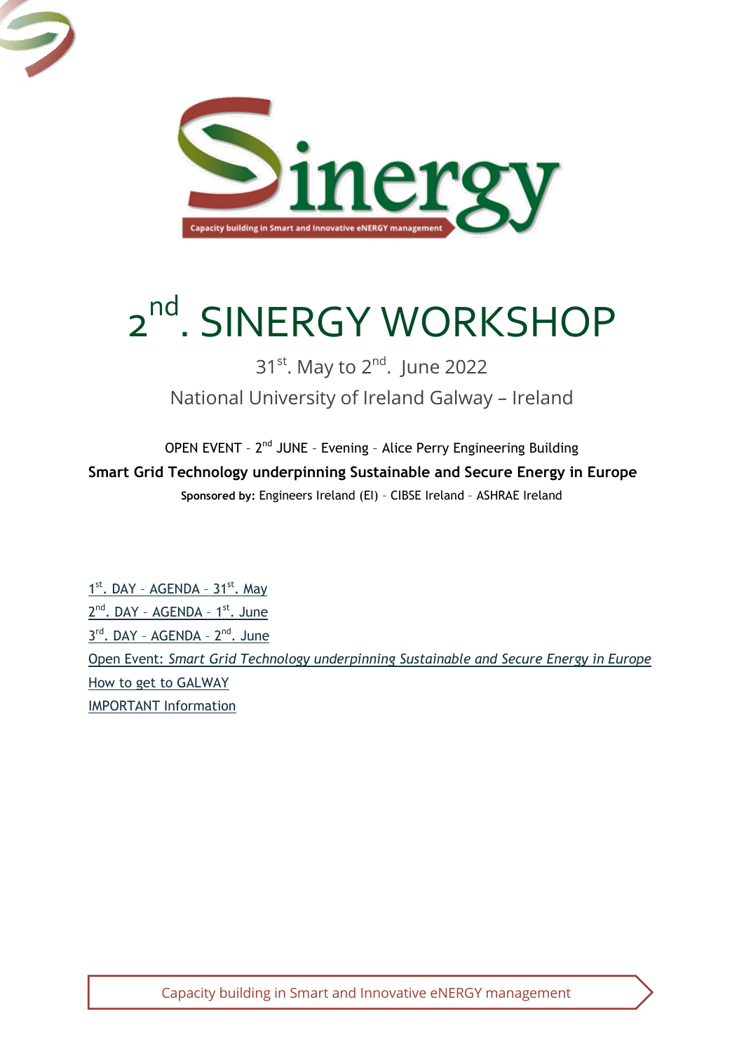# 2nd. SINERGY WORKSHOP

31st. May to 2nd. June 2022

National University of Ireland Galway – Ireland

OPEN EVENT – 2nd JUNE – Evening – Alice Perry Engineering Building

**Smart Grid Technology underpinning Sustainable and Secure Energy in Europe**

**Sponsored by:** Engineers Ireland (EI) – CIBSE Ireland – ASHRAE Ireland

1st. DAY – AGENDA – 31st. May

2nd. DAY – AGENDA – 1st. June

3rd. DAY – AGENDA – 2nd. June

Open Event: *Smart Grid Technology underpinning Sustainable and Secure Energy in Europe*

How to get to GALWAY

IMPORTANT Information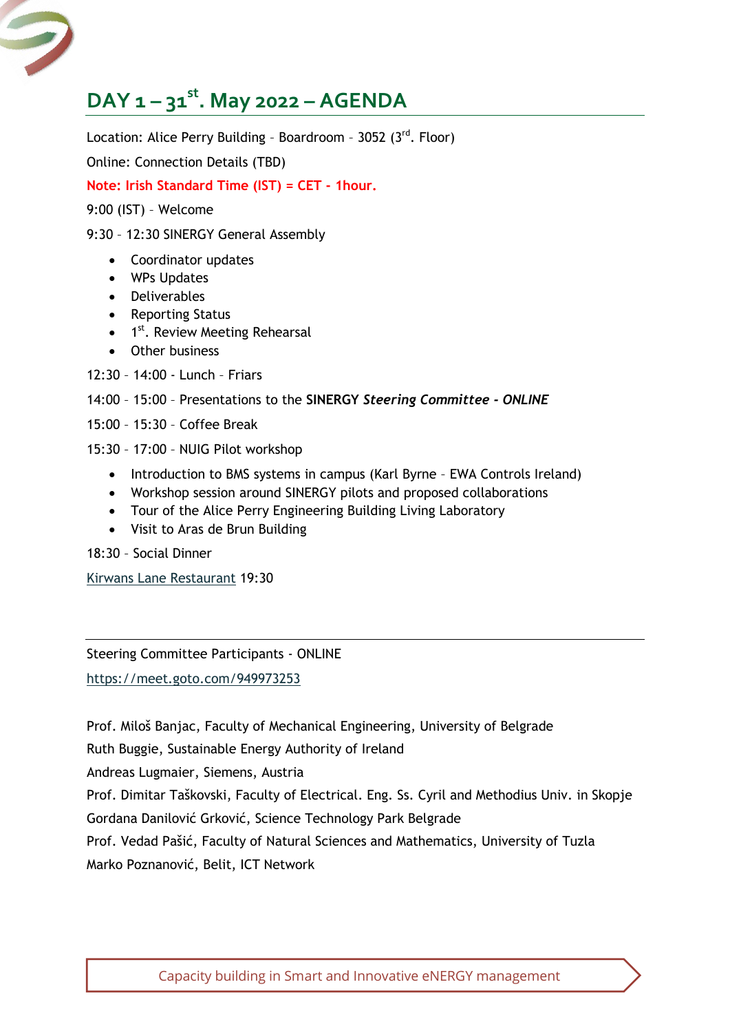# DAY 1 – 31st. May 2022 – AGENDA

Location: Alice Perry Building – Boardroom – 3052 (3rd. Floor)

Online: Connection Details (TBD)

**Note: Irish Standard Time (IST) = CET - 1hour.**

9:00 (IST) – Welcome

9:30 – 12:30 SINERGY General Assembly

- Coordinator updates
- WPs Updates
- Deliverables
- Reporting Status
- 1st. Review Meeting Rehearsal
- Other business

12:30 – 14:00 - Lunch – Friars

14:00 – 15:00 – Presentations to the **SINERGY *Steering Committee - ONLINE***

15:00 – 15:30 – Coffee Break

15:30 – 17:00 – NUIG Pilot workshop

- Introduction to BMS systems in campus (Karl Byrne – EWA Controls Ireland)
- Workshop session around SINERGY pilots and proposed collaborations
- Tour of the Alice Perry Engineering Building Living Laboratory
- Visit to Aras de Brun Building

18:30 – Social Dinner

Kirwans Lane Restaurant 19:30

---

Steering Committee Participants - ONLINE

https://meet.goto.com/949973253

Prof. Miloš Banjac, Faculty of Mechanical Engineering, University of Belgrade

Ruth Buggie, Sustainable Energy Authority of Ireland

Andreas Lugmaier, Siemens, Austria

Prof. Dimitar Taškovski, Faculty of Electrical. Eng. Ss. Cyril and Methodius Univ. in Skopje

Gordana Danilović Grković, Science Technology Park Belgrade

Prof. Vedad Pašić, Faculty of Natural Sciences and Mathematics, University of Tuzla

Marko Poznanović, Belit, ICT Network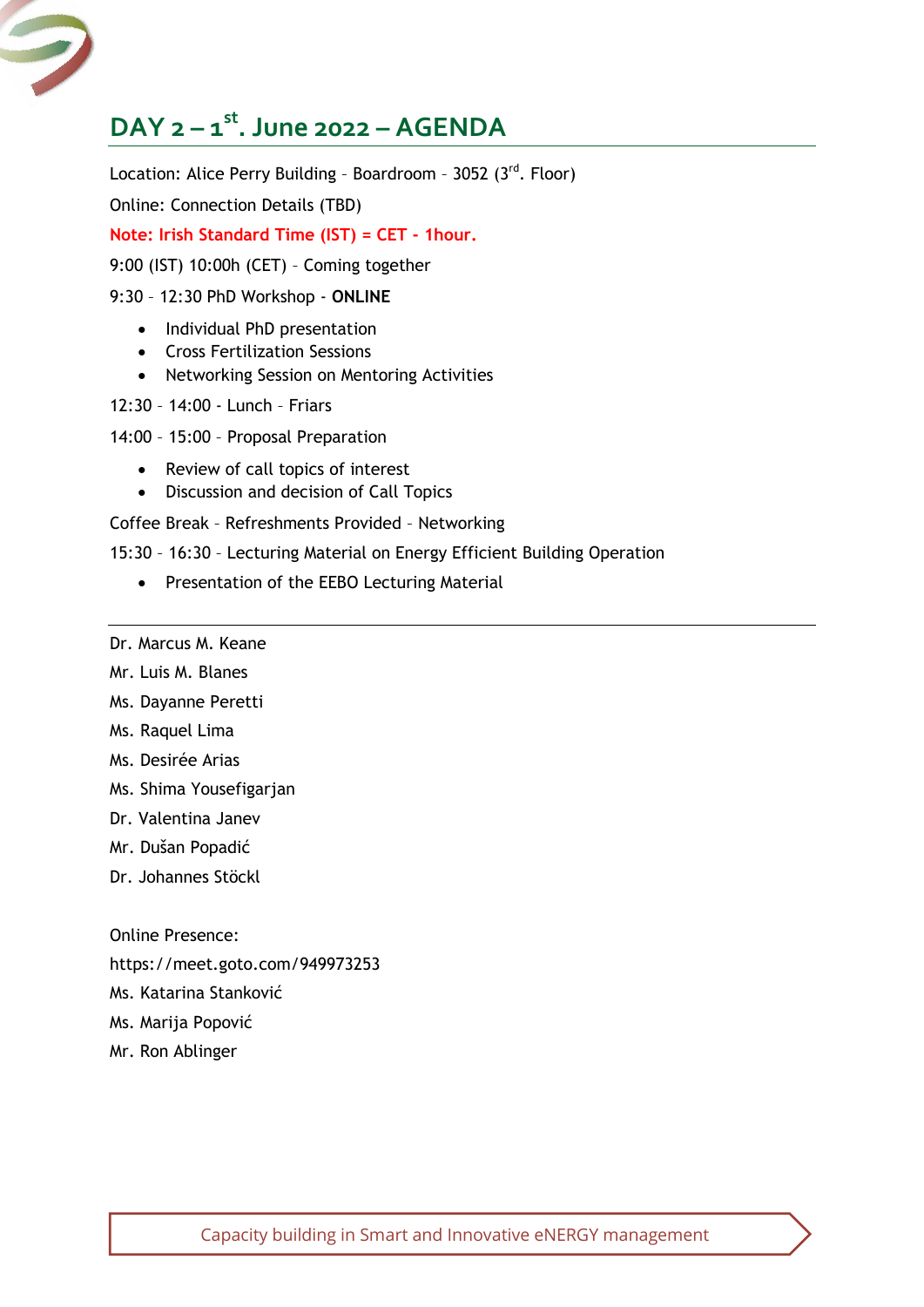# DAY 2 – 1st. June 2022 – AGENDA

Location: Alice Perry Building – Boardroom – 3052 (3rd. Floor)

Online: Connection Details (TBD)

**Note: Irish Standard Time (IST) = CET - 1hour.**

9:00 (IST) 10:00h (CET) – Coming together

9:30 – 12:30 PhD Workshop - **ONLINE**

- Individual PhD presentation
- Cross Fertilization Sessions
- Networking Session on Mentoring Activities

12:30 – 14:00 - Lunch – Friars

14:00 – 15:00 – Proposal Preparation

- Review of call topics of interest
- Discussion and decision of Call Topics

Coffee Break – Refreshments Provided – Networking

15:30 – 16:30 – Lecturing Material on Energy Efficient Building Operation

- Presentation of the EEBO Lecturing Material

---

Dr. Marcus M. Keane

Mr. Luis M. Blanes

Ms. Dayanne Peretti

Ms. Raquel Lima

Ms. Desirée Arias

Ms. Shima Yousefigarjan

Dr. Valentina Janev

Mr. Dušan Popadić

Dr. Johannes Stöckl

Online Presence:

https://meet.goto.com/949973253

Ms. Katarina Stanković

Ms. Marija Popović

Mr. Ron Ablinger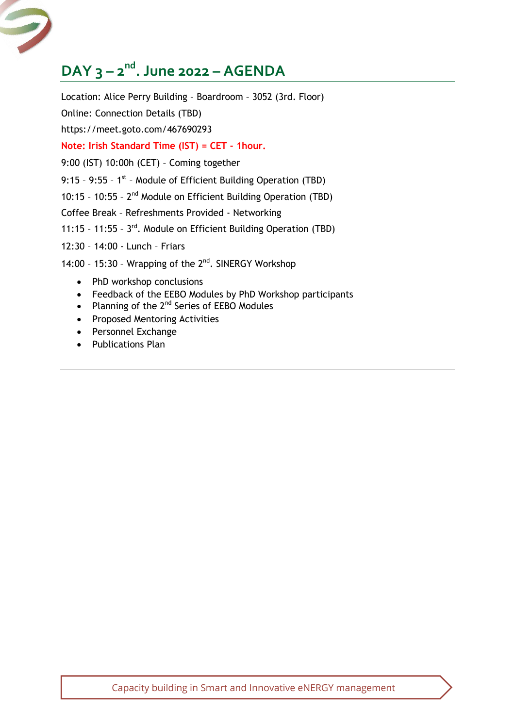# DAY 3 – 2nd. June 2022 – AGENDA

Location: Alice Perry Building – Boardroom – 3052 (3rd. Floor)

Online: Connection Details (TBD)

https://meet.goto.com/467690293

**Note: Irish Standard Time (IST) = CET - 1hour.**

9:00 (IST) 10:00h (CET) – Coming together

9:15 – 9:55 – 1st – Module of Efficient Building Operation (TBD)

10:15 – 10:55 – 2nd Module on Efficient Building Operation (TBD)

Coffee Break – Refreshments Provided - Networking

11:15 – 11:55 – 3rd. Module on Efficient Building Operation (TBD)

12:30 – 14:00 - Lunch – Friars

14:00 – 15:30 – Wrapping of the 2nd. SINERGY Workshop

- PhD workshop conclusions
- Feedback of the EEBO Modules by PhD Workshop participants
- Planning of the 2nd Series of EEBO Modules
- Proposed Mentoring Activities
- Personnel Exchange
- Publications Plan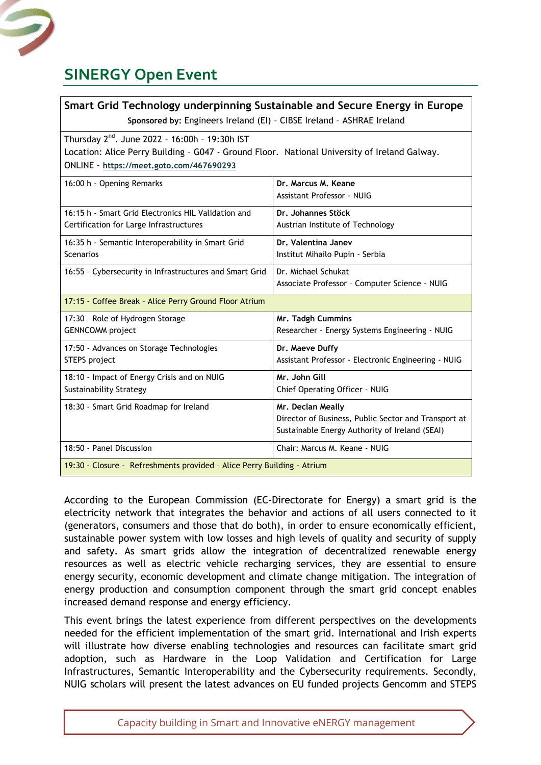## SINERGY Open Event

| **Smart Grid Technology underpinning Sustainable and Secure Energy in Europe** **Sponsored by:** Engineers Ireland (EI) – CIBSE Ireland – ASHRAE Ireland | |
|---|---|
| Thursday 2nd. June 2022 – 16:00h – 19:30h IST Location: Alice Perry Building – G047 - Ground Floor. National University of Ireland Galway. ONLINE - **https://meet.goto.com/467690293** | |
| 16:00 h - Opening Remarks | **Dr. Marcus M. Keane** Assistant Professor - NUIG |
| 16:15 h - Smart Grid Electronics HIL Validation and Certification for Large Infrastructures | **Dr. Johannes Stöck** Austrian Institute of Technology |
| 16:35 h - Semantic Interoperability in Smart Grid Scenarios | **Dr. Valentina Janev** Institut Mihailo Pupin - Serbia |
| 16:55 – Cybersecurity in Infrastructures and Smart Grid | Dr. Michael Schukat Associate Professor – Computer Science - NUIG |
| 17:15 - Coffee Break – Alice Perry Ground Floor Atrium | |
| 17:30 – Role of Hydrogen Storage GENNCOMM project | **Mr. Tadgh Cummins** Researcher - Energy Systems Engineering - NUIG |
| 17:50 - Advances on Storage Technologies STEPS project | **Dr. Maeve Duffy** Assistant Professor - Electronic Engineering - NUIG |
| 18:10 - Impact of Energy Crisis and on NUIG Sustainability Strategy | **Mr. John Gill** Chief Operating Officer - NUIG |
| 18:30 - Smart Grid Roadmap for Ireland | **Mr. Declan Meally** Director of Business, Public Sector and Transport at Sustainable Energy Authority of Ireland (SEAI) |
| 18:50 - Panel Discussion | Chair: Marcus M. Keane - NUIG |
| 19:30 - Closure - Refreshments provided – Alice Perry Building - Atrium | |

According to the European Commission (EC-Directorate for Energy) a smart grid is the electricity network that integrates the behavior and actions of all users connected to it (generators, consumers and those that do both), in order to ensure economically efficient, sustainable power system with low losses and high levels of quality and security of supply and safety. As smart grids allow the integration of decentralized renewable energy resources as well as electric vehicle recharging services, they are essential to ensure energy security, economic development and climate change mitigation. The integration of energy production and consumption component through the smart grid concept enables increased demand response and energy efficiency.

This event brings the latest experience from different perspectives on the developments needed for the efficient implementation of the smart grid. International and Irish experts will illustrate how diverse enabling technologies and resources can facilitate smart grid adoption, such as Hardware in the Loop Validation and Certification for Large Infrastructures, Semantic Interoperability and the Cybersecurity requirements. Secondly, NUIG scholars will present the latest advances on EU funded projects Gencomm and STEPS

Capacity building in Smart and Innovative eNERGY management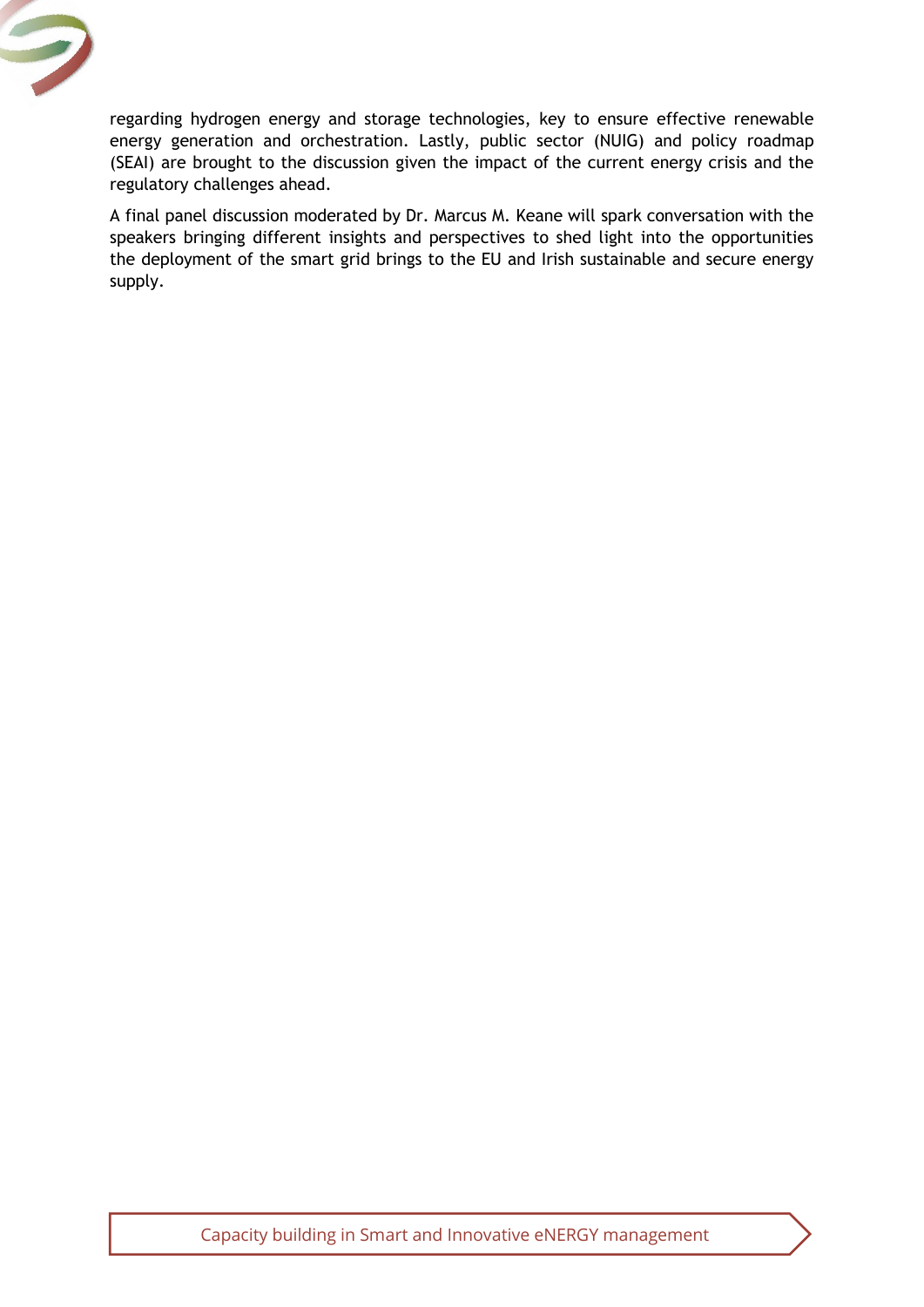regarding hydrogen energy and storage technologies, key to ensure effective renewable energy generation and orchestration. Lastly, public sector (NUIG) and policy roadmap (SEAI) are brought to the discussion given the impact of the current energy crisis and the regulatory challenges ahead.

A final panel discussion moderated by Dr. Marcus M. Keane will spark conversation with the speakers bringing different insights and perspectives to shed light into the opportunities the deployment of the smart grid brings to the EU and Irish sustainable and secure energy supply.